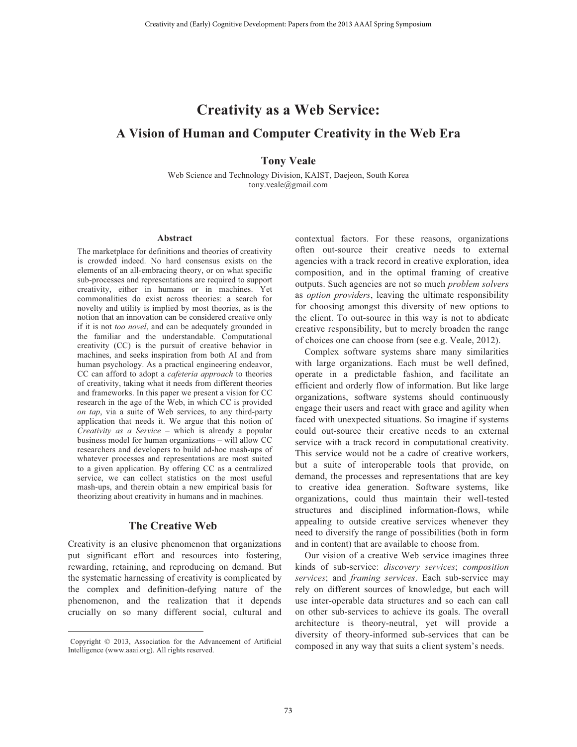# Creativity as a Web Service:

## A Vision of Human and Computer Creativity in the Web Era

**Tony Veale**

Web Science and Technology Division, KAIST, Daejeon, South Korea
tony.veale@gmail.com

### Abstract

The marketplace for definitions and theories of creativity is crowded indeed. No hard consensus exists on the elements of an all-embracing theory, or on what specific sub-processes and representations are required to support creativity, either in humans or in machines. Yet commonalities do exist across theories: a search for novelty and utility is implied by most theories, as is the notion that an innovation can be considered creative only if it is not *too novel*, and can be adequately grounded in the familiar and the understandable. Computational creativity (CC) is the pursuit of creative behavior in machines, and seeks inspiration from both AI and from human psychology. As a practical engineering endeavor, CC can afford to adopt a *cafeteria approach* to theories of creativity, taking what it needs from different theories and frameworks. In this paper we present a vision for CC research in the age of the Web, in which CC is provided *on tap*, via a suite of Web services, to any third-party application that needs it. We argue that this notion of *Creativity as a Service* – which is already a popular business model for human organizations – will allow CC researchers and developers to build ad-hoc mash-ups of whatever processes and representations are most suited to a given application. By offering CC as a centralized service, we can collect statistics on the most useful mash-ups, and therein obtain a new empirical basis for theorizing about creativity in humans and in machines.

## The Creative Web

Creativity is an elusive phenomenon that organizations put significant effort and resources into fostering, rewarding, retaining, and reproducing on demand. But the systematic harnessing of creativity is complicated by the complex and definition-defying nature of the phenomenon, and the realization that it depends crucially on so many different social, cultural and contextual factors. For these reasons, organizations often out-source their creative needs to external agencies with a track record in creative exploration, idea composition, and in the optimal framing of creative outputs. Such agencies are not so much *problem solvers* as *option providers*, leaving the ultimate responsibility for choosing amongst this diversity of new options to the client. To out-source in this way is not to abdicate creative responsibility, but to merely broaden the range of choices one can choose from (see e.g. Veale, 2012).

Complex software systems share many similarities with large organizations. Each must be well defined, operate in a predictable fashion, and facilitate an efficient and orderly flow of information. But like large organizations, software systems should continuously engage their users and react with grace and agility when faced with unexpected situations. So imagine if systems could out-source their creative needs to an external service with a track record in computational creativity. This service would not be a cadre of creative workers, but a suite of interoperable tools that provide, on demand, the processes and representations that are key to creative idea generation. Software systems, like organizations, could thus maintain their well-tested structures and disciplined information-flows, while appealing to outside creative services whenever they need to diversify the range of possibilities (both in form and in content) that are available to choose from.

Our vision of a creative Web service imagines three kinds of sub-service: *discovery services*; *composition services*; and *framing services*. Each sub-service may rely on different sources of knowledge, but each will use inter-operable data structures and so each can call on other sub-services to achieve its goals. The overall architecture is theory-neutral, yet will provide a diversity of theory-informed sub-services that can be composed in any way that suits a client system's needs.

Copyright © 2013, Association for the Advancement of Artificial Intelligence (www.aaai.org). All rights reserved.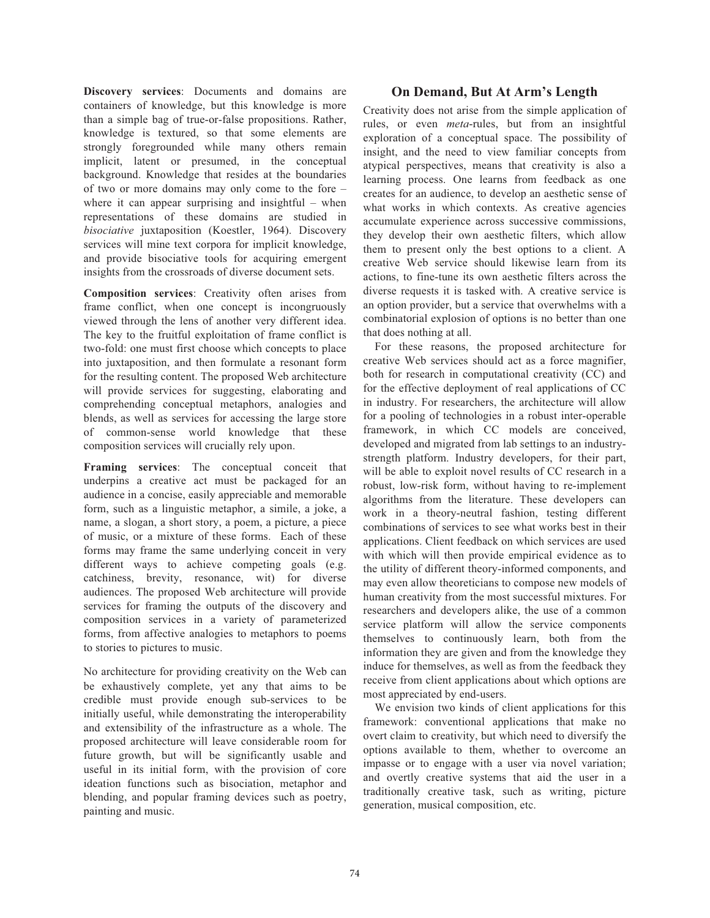**Discovery services**: Documents and domains are containers of knowledge, but this knowledge is more than a simple bag of true-or-false propositions. Rather, knowledge is textured, so that some elements are strongly foregrounded while many others remain implicit, latent or presumed, in the conceptual background. Knowledge that resides at the boundaries of two or more domains may only come to the fore – where it can appear surprising and insightful – when representations of these domains are studied in *bisociative* juxtaposition (Koestler, 1964). Discovery services will mine text corpora for implicit knowledge, and provide bisociative tools for acquiring emergent insights from the crossroads of diverse document sets.

**Composition services**: Creativity often arises from frame conflict, when one concept is incongruously viewed through the lens of another very different idea. The key to the fruitful exploitation of frame conflict is two-fold: one must first choose which concepts to place into juxtaposition, and then formulate a resonant form for the resulting content. The proposed Web architecture will provide services for suggesting, elaborating and comprehending conceptual metaphors, analogies and blends, as well as services for accessing the large store of common-sense world knowledge that these composition services will crucially rely upon.

**Framing services**: The conceptual conceit that underpins a creative act must be packaged for an audience in a concise, easily appreciable and memorable form, such as a linguistic metaphor, a simile, a joke, a name, a slogan, a short story, a poem, a picture, a piece of music, or a mixture of these forms. Each of these forms may frame the same underlying conceit in very different ways to achieve competing goals (e.g. catchiness, brevity, resonance, wit) for diverse audiences. The proposed Web architecture will provide services for framing the outputs of the discovery and composition services in a variety of parameterized forms, from affective analogies to metaphors to poems to stories to pictures to music.

No architecture for providing creativity on the Web can be exhaustively complete, yet any that aims to be credible must provide enough sub-services to be initially useful, while demonstrating the interoperability and extensibility of the infrastructure as a whole. The proposed architecture will leave considerable room for future growth, but will be significantly usable and useful in its initial form, with the provision of core ideation functions such as bisociation, metaphor and blending, and popular framing devices such as poetry, painting and music.

## On Demand, But At Arm's Length

Creativity does not arise from the simple application of rules, or even *meta*-rules, but from an insightful exploration of a conceptual space. The possibility of insight, and the need to view familiar concepts from atypical perspectives, means that creativity is also a learning process. One learns from feedback as one creates for an audience, to develop an aesthetic sense of what works in which contexts. As creative agencies accumulate experience across successive commissions, they develop their own aesthetic filters, which allow them to present only the best options to a client. A creative Web service should likewise learn from its actions, to fine-tune its own aesthetic filters across the diverse requests it is tasked with. A creative service is an option provider, but a service that overwhelms with a combinatorial explosion of options is no better than one that does nothing at all.

For these reasons, the proposed architecture for creative Web services should act as a force magnifier, both for research in computational creativity (CC) and for the effective deployment of real applications of CC in industry. For researchers, the architecture will allow for a pooling of technologies in a robust inter-operable framework, in which CC models are conceived, developed and migrated from lab settings to an industry-strength platform. Industry developers, for their part, will be able to exploit novel results of CC research in a robust, low-risk form, without having to re-implement algorithms from the literature. These developers can work in a theory-neutral fashion, testing different combinations of services to see what works best in their applications. Client feedback on which services are used with which will then provide empirical evidence as to the utility of different theory-informed components, and may even allow theoreticians to compose new models of human creativity from the most successful mixtures. For researchers and developers alike, the use of a common service platform will allow the service components themselves to continuously learn, both from the information they are given and from the knowledge they induce for themselves, as well as from the feedback they receive from client applications about which options are most appreciated by end-users.

We envision two kinds of client applications for this framework: conventional applications that make no overt claim to creativity, but which need to diversify the options available to them, whether to overcome an impasse or to engage with a user via novel variation; and overtly creative systems that aid the user in a traditionally creative task, such as writing, picture generation, musical composition, etc.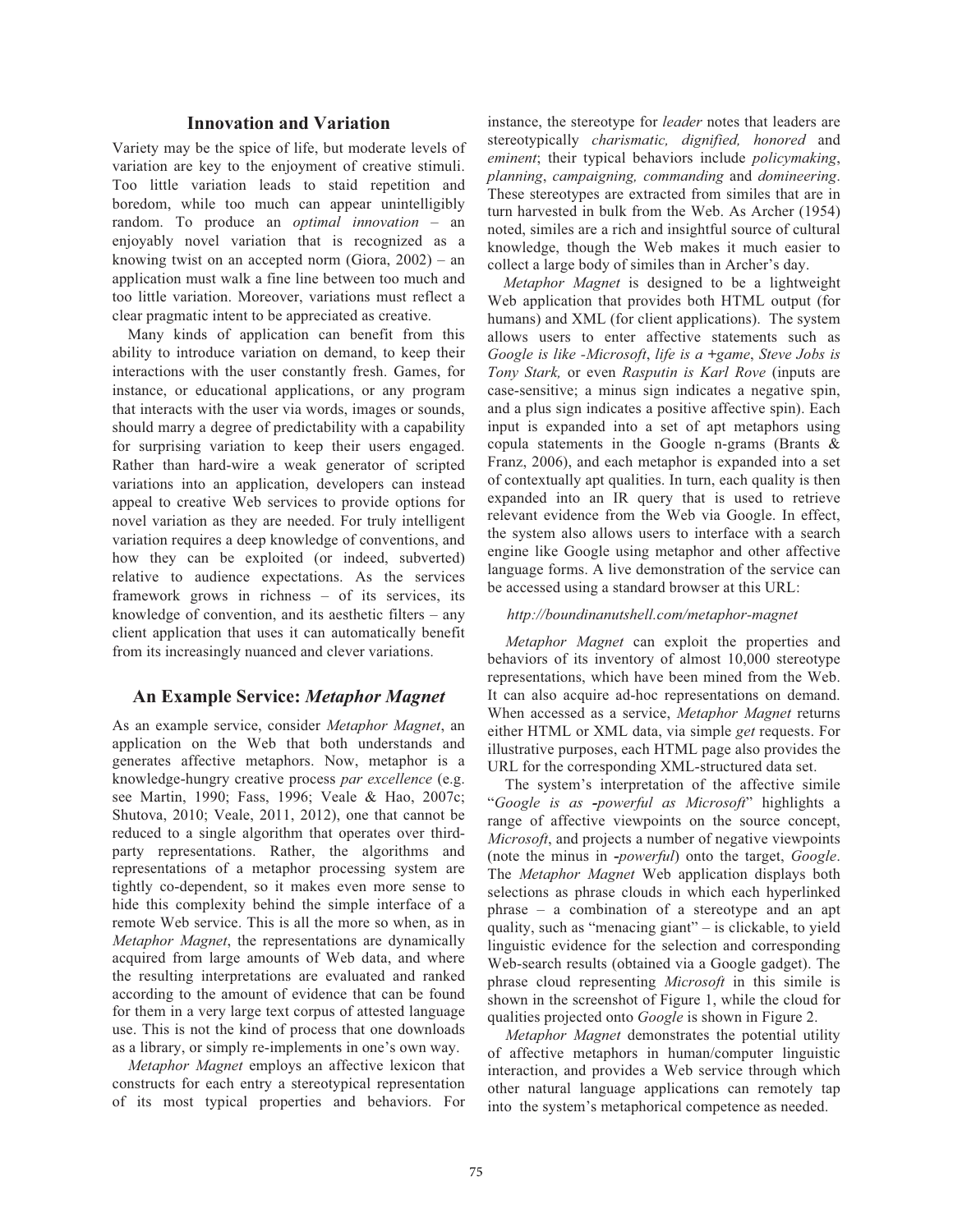## Innovation and Variation

Variety may be the spice of life, but moderate levels of variation are key to the enjoyment of creative stimuli. Too little variation leads to staid repetition and boredom, while too much can appear unintelligibly random. To produce an *optimal innovation* – an enjoyably novel variation that is recognized as a knowing twist on an accepted norm (Giora, 2002) – an application must walk a fine line between too much and too little variation. Moreover, variations must reflect a clear pragmatic intent to be appreciated as creative.

Many kinds of application can benefit from this ability to introduce variation on demand, to keep their interactions with the user constantly fresh. Games, for instance, or educational applications, or any program that interacts with the user via words, images or sounds, should marry a degree of predictability with a capability for surprising variation to keep their users engaged. Rather than hard-wire a weak generator of scripted variations into an application, developers can instead appeal to creative Web services to provide options for novel variation as they are needed. For truly intelligent variation requires a deep knowledge of conventions, and how they can be exploited (or indeed, subverted) relative to audience expectations. As the services framework grows in richness – of its services, its knowledge of convention, and its aesthetic filters – any client application that uses it can automatically benefit from its increasingly nuanced and clever variations.

## An Example Service: *Metaphor Magnet*

As an example service, consider *Metaphor Magnet*, an application on the Web that both understands and generates affective metaphors. Now, metaphor is a knowledge-hungry creative process *par excellence* (e.g. see Martin, 1990; Fass, 1996; Veale & Hao, 2007c; Shutova, 2010; Veale, 2011, 2012), one that cannot be reduced to a single algorithm that operates over third-party representations. Rather, the algorithms and representations of a metaphor processing system are tightly co-dependent, so it makes even more sense to hide this complexity behind the simple interface of a remote Web service. This is all the more so when, as in *Metaphor Magnet*, the representations are dynamically acquired from large amounts of Web data, and where the resulting interpretations are evaluated and ranked according to the amount of evidence that can be found for them in a very large text corpus of attested language use. This is not the kind of process that one downloads as a library, or simply re-implements in one's own way.

*Metaphor Magnet* employs an affective lexicon that constructs for each entry a stereotypical representation of its most typical properties and behaviors. For instance, the stereotype for *leader* notes that leaders are stereotypically *charismatic, dignified, honored* and *eminent*; their typical behaviors include *policymaking*, *planning*, *campaigning, commanding* and *domineering*. These stereotypes are extracted from similes that are in turn harvested in bulk from the Web. As Archer (1954) noted, similes are a rich and insightful source of cultural knowledge, though the Web makes it much easier to collect a large body of similes than in Archer's day.

*Metaphor Magnet* is designed to be a lightweight Web application that provides both HTML output (for humans) and XML (for client applications). The system allows users to enter affective statements such as *Google is like -Microsoft*, *life is a +game*, *Steve Jobs is Tony Stark,* or even *Rasputin is Karl Rove* (inputs are case-sensitive; a minus sign indicates a negative spin, and a plus sign indicates a positive affective spin). Each input is expanded into a set of apt metaphors using copula statements in the Google n-grams (Brants & Franz, 2006), and each metaphor is expanded into a set of contextually apt qualities. In turn, each quality is then expanded into an IR query that is used to retrieve relevant evidence from the Web via Google. In effect, the system also allows users to interface with a search engine like Google using metaphor and other affective language forms. A live demonstration of the service can be accessed using a standard browser at this URL:

*http://boundinanutshell.com/metaphor-magnet*

*Metaphor Magnet* can exploit the properties and behaviors of its inventory of almost 10,000 stereotype representations, which have been mined from the Web. It can also acquire ad-hoc representations on demand. When accessed as a service, *Metaphor Magnet* returns either HTML or XML data, via simple *get* requests. For illustrative purposes, each HTML page also provides the URL for the corresponding XML-structured data set.

The system's interpretation of the affective simile "*Google is as -powerful as Microsoft*" highlights a range of affective viewpoints on the source concept, *Microsoft*, and projects a number of negative viewpoints (note the minus in *-powerful*) onto the target, *Google*. The *Metaphor Magnet* Web application displays both selections as phrase clouds in which each hyperlinked phrase – a combination of a stereotype and an apt quality, such as "menacing giant" – is clickable, to yield linguistic evidence for the selection and corresponding Web-search results (obtained via a Google gadget). The phrase cloud representing *Microsoft* in this simile is shown in the screenshot of Figure 1, while the cloud for qualities projected onto *Google* is shown in Figure 2.

*Metaphor Magnet* demonstrates the potential utility of affective metaphors in human/computer linguistic interaction, and provides a Web service through which other natural language applications can remotely tap into the system's metaphorical competence as needed.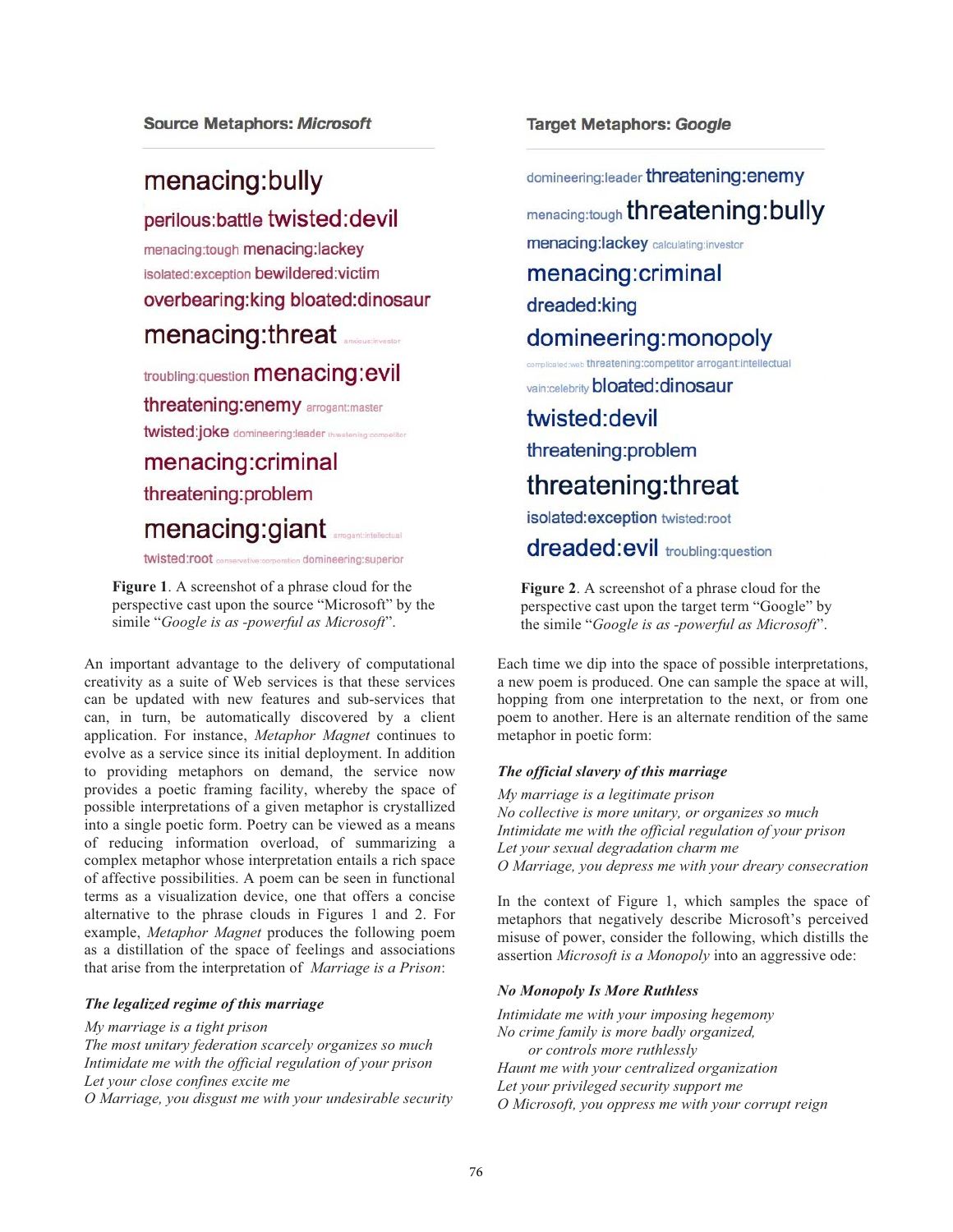**Source Metaphors: *Microsoft***

menacing:bully
perilous:battle twisted:devil
menacing:tough menacing:lackey
isolated:exception bewildered:victim
overbearing:king bloated:dinosaur
menacing:threat anxious:investor
troubling:question menacing:evil
threatening:enemy arrogant:master
twisted:joke domineering:leader threatening:competitor
menacing:criminal
threatening:problem
menacing:giant arrogant:intellectual
twisted:root conservative:corporation domineering:superior

**Figure 1**. A screenshot of a phrase cloud for the perspective cast upon the source "Microsoft" by the simile "*Google is as -powerful as Microsoft*".

**Target Metaphors: *Google***

domineering:leader threatening:enemy
menacing:tough threatening:bully
menacing:lackey calculating:investor
menacing:criminal
dreaded:king
domineering:monopoly
complicated:web threatening:competitor arrogant:intellectual
vain:celebrity bloated:dinosaur
twisted:devil
threatening:problem
threatening:threat
isolated:exception twisted:root
dreaded:evil troubling:question

**Figure 2**. A screenshot of a phrase cloud for the perspective cast upon the target term "Google" by the simile "*Google is as -powerful as Microsoft*".

An important advantage to the delivery of computational creativity as a suite of Web services is that these services can be updated with new features and sub-services that can, in turn, be automatically discovered by a client application. For instance, *Metaphor Magnet* continues to evolve as a service since its initial deployment. In addition to providing metaphors on demand, the service now provides a poetic framing facility, whereby the space of possible interpretations of a given metaphor is crystallized into a single poetic form. Poetry can be viewed as a means of reducing information overload, of summarizing a complex metaphor whose interpretation entails a rich space of affective possibilities. A poem can be seen in functional terms as a visualization device, one that offers a concise alternative to the phrase clouds in Figures 1 and 2. For example, *Metaphor Magnet* produces the following poem as a distillation of the space of feelings and associations that arise from the interpretation of *Marriage is a Prison*:

***The legalized regime of this marriage***

*My marriage is a tight prison*
*The most unitary federation scarcely organizes so much*
*Intimidate me with the official regulation of your prison*
*Let your close confines excite me*
*O Marriage, you disgust me with your undesirable security*

Each time we dip into the space of possible interpretations, a new poem is produced. One can sample the space at will, hopping from one interpretation to the next, or from one poem to another. Here is an alternate rendition of the same metaphor in poetic form:

***The official slavery of this marriage***

*My marriage is a legitimate prison*
*No collective is more unitary, or organizes so much*
*Intimidate me with the official regulation of your prison*
*Let your sexual degradation charm me*
*O Marriage, you depress me with your dreary consecration*

In the context of Figure 1, which samples the space of metaphors that negatively describe Microsoft's perceived misuse of power, consider the following, which distills the assertion *Microsoft is a Monopoly* into an aggressive ode:

***No Monopoly Is More Ruthless***

*Intimidate me with your imposing hegemony*
*No crime family is more badly organized,*
*or controls more ruthlessly*
*Haunt me with your centralized organization*
*Let your privileged security support me*
*O Microsoft, you oppress me with your corrupt reign*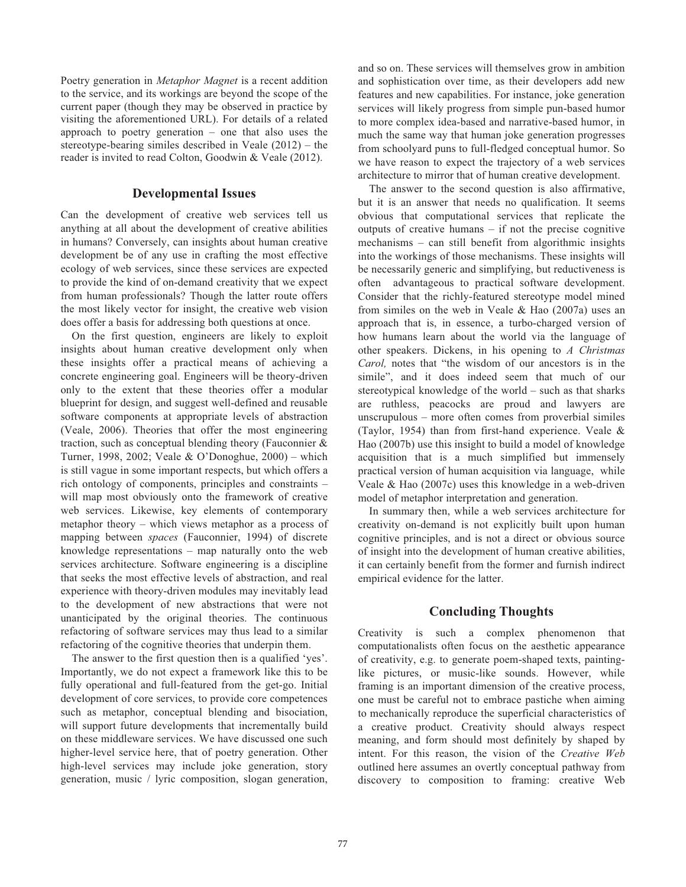Poetry generation in *Metaphor Magnet* is a recent addition to the service, and its workings are beyond the scope of the current paper (though they may be observed in practice by visiting the aforementioned URL). For details of a related approach to poetry generation – one that also uses the stereotype-bearing similes described in Veale (2012) – the reader is invited to read Colton, Goodwin & Veale (2012).

## Developmental Issues

Can the development of creative web services tell us anything at all about the development of creative abilities in humans? Conversely, can insights about human creative development be of any use in crafting the most effective ecology of web services, since these services are expected to provide the kind of on-demand creativity that we expect from human professionals? Though the latter route offers the most likely vector for insight, the creative web vision does offer a basis for addressing both questions at once.

On the first question, engineers are likely to exploit insights about human creative development only when these insights offer a practical means of achieving a concrete engineering goal. Engineers will be theory-driven only to the extent that these theories offer a modular blueprint for design, and suggest well-defined and reusable software components at appropriate levels of abstraction (Veale, 2006). Theories that offer the most engineering traction, such as conceptual blending theory (Fauconnier & Turner, 1998, 2002; Veale & O'Donoghue, 2000) – which is still vague in some important respects, but which offers a rich ontology of components, principles and constraints – will map most obviously onto the framework of creative web services. Likewise, key elements of contemporary metaphor theory – which views metaphor as a process of mapping between *spaces* (Fauconnier, 1994) of discrete knowledge representations – map naturally onto the web services architecture. Software engineering is a discipline that seeks the most effective levels of abstraction, and real experience with theory-driven modules may inevitably lead to the development of new abstractions that were not unanticipated by the original theories. The continuous refactoring of software services may thus lead to a similar refactoring of the cognitive theories that underpin them.

The answer to the first question then is a qualified 'yes'. Importantly, we do not expect a framework like this to be fully operational and full-featured from the get-go. Initial development of core services, to provide core competences such as metaphor, conceptual blending and bisociation, will support future developments that incrementally build on these middleware services. We have discussed one such higher-level service here, that of poetry generation. Other high-level services may include joke generation, story generation, music / lyric composition, slogan generation, and so on. These services will themselves grow in ambition and sophistication over time, as their developers add new features and new capabilities. For instance, joke generation services will likely progress from simple pun-based humor to more complex idea-based and narrative-based humor, in much the same way that human joke generation progresses from schoolyard puns to full-fledged conceptual humor. So we have reason to expect the trajectory of a web services architecture to mirror that of human creative development.

The answer to the second question is also affirmative, but it is an answer that needs no qualification. It seems obvious that computational services that replicate the outputs of creative humans – if not the precise cognitive mechanisms – can still benefit from algorithmic insights into the workings of those mechanisms. These insights will be necessarily generic and simplifying, but reductiveness is often advantageous to practical software development. Consider that the richly-featured stereotype model mined from similes on the web in Veale & Hao (2007a) uses an approach that is, in essence, a turbo-charged version of how humans learn about the world via the language of other speakers. Dickens, in his opening to *A Christmas Carol,* notes that "the wisdom of our ancestors is in the simile", and it does indeed seem that much of our stereotypical knowledge of the world – such as that sharks are ruthless, peacocks are proud and lawyers are unscrupulous – more often comes from proverbial similes (Taylor, 1954) than from first-hand experience. Veale & Hao (2007b) use this insight to build a model of knowledge acquisition that is a much simplified but immensely practical version of human acquisition via language, while Veale & Hao (2007c) uses this knowledge in a web-driven model of metaphor interpretation and generation.

In summary then, while a web services architecture for creativity on-demand is not explicitly built upon human cognitive principles, and is not a direct or obvious source of insight into the development of human creative abilities, it can certainly benefit from the former and furnish indirect empirical evidence for the latter.

## Concluding Thoughts

Creativity is such a complex phenomenon that computationalists often focus on the aesthetic appearance of creativity, e.g. to generate poem-shaped texts, painting-like pictures, or music-like sounds. However, while framing is an important dimension of the creative process, one must be careful not to embrace pastiche when aiming to mechanically reproduce the superficial characteristics of a creative product. Creativity should always respect meaning, and form should most definitely by shaped by intent. For this reason, the vision of the *Creative Web* outlined here assumes an overtly conceptual pathway from discovery to composition to framing: creative Web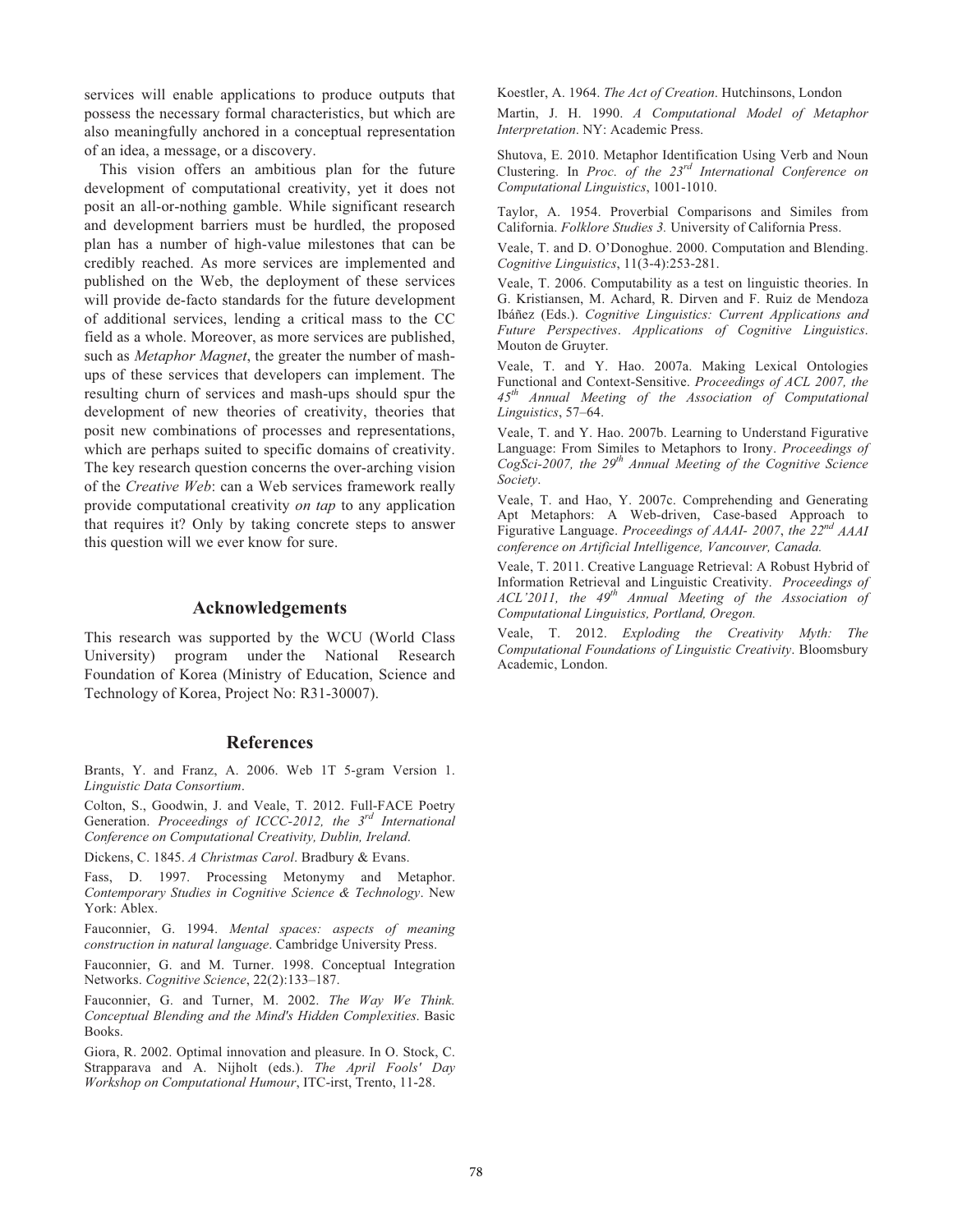services will enable applications to produce outputs that possess the necessary formal characteristics, but which are also meaningfully anchored in a conceptual representation of an idea, a message, or a discovery.

This vision offers an ambitious plan for the future development of computational creativity, yet it does not posit an all-or-nothing gamble. While significant research and development barriers must be hurdled, the proposed plan has a number of high-value milestones that can be credibly reached. As more services are implemented and published on the Web, the deployment of these services will provide de-facto standards for the future development of additional services, lending a critical mass to the CC field as a whole. Moreover, as more services are published, such as *Metaphor Magnet*, the greater the number of mash-ups of these services that developers can implement. The resulting churn of services and mash-ups should spur the development of new theories of creativity, theories that posit new combinations of processes and representations, which are perhaps suited to specific domains of creativity. The key research question concerns the over-arching vision of the *Creative Web*: can a Web services framework really provide computational creativity *on tap* to any application that requires it? Only by taking concrete steps to answer this question will we ever know for sure.

## Acknowledgements

This research was supported by the WCU (World Class University) program under the National Research Foundation of Korea (Ministry of Education, Science and Technology of Korea, Project No: R31-30007).

## References

Brants, Y. and Franz, A. 2006. Web 1T 5-gram Version 1. *Linguistic Data Consortium*.

Colton, S., Goodwin, J. and Veale, T. 2012. Full-FACE Poetry Generation. *Proceedings of ICCC-2012, the 3rd International Conference on Computational Creativity, Dublin, Ireland*.

Dickens, C. 1845. *A Christmas Carol*. Bradbury & Evans.

Fass, D. 1997. Processing Metonymy and Metaphor. *Contemporary Studies in Cognitive Science & Technology*. New York: Ablex.

Fauconnier, G. 1994. *Mental spaces: aspects of meaning construction in natural language*. Cambridge University Press.

Fauconnier, G. and M. Turner. 1998. Conceptual Integration Networks. *Cognitive Science*, 22(2):133–187.

Fauconnier, G. and Turner, M. 2002. *The Way We Think. Conceptual Blending and the Mind's Hidden Complexities*. Basic Books.

Giora, R. 2002. Optimal innovation and pleasure. In O. Stock, C. Strapparava and A. Nijholt (eds.). *The April Fools' Day Workshop on Computational Humour*, ITC-irst, Trento, 11-28.

Koestler, A. 1964. *The Act of Creation*. Hutchinsons, London

Martin, J. H. 1990. *A Computational Model of Metaphor Interpretation*. NY: Academic Press.

Shutova, E. 2010. Metaphor Identification Using Verb and Noun Clustering. In *Proc. of the 23rd International Conference on Computational Linguistics*, 1001-1010.

Taylor, A. 1954. Proverbial Comparisons and Similes from California. *Folklore Studies 3.* University of California Press.

Veale, T. and D. O'Donoghue. 2000. Computation and Blending. *Cognitive Linguistics*, 11(3-4):253-281.

Veale, T. 2006. Computability as a test on linguistic theories. In G. Kristiansen, M. Achard, R. Dirven and F. Ruiz de Mendoza Ibáñez (Eds.). *Cognitive Linguistics: Current Applications and Future Perspectives*. *Applications of Cognitive Linguistics*. Mouton de Gruyter.

Veale, T. and Y. Hao. 2007a. Making Lexical Ontologies Functional and Context-Sensitive. *Proceedings of ACL 2007, the 45th Annual Meeting of the Association of Computational Linguistics*, 57–64.

Veale, T. and Y. Hao. 2007b. Learning to Understand Figurative Language: From Similes to Metaphors to Irony. *Proceedings of CogSci-2007, the 29th Annual Meeting of the Cognitive Science Society*.

Veale, T. and Hao, Y. 2007c. Comprehending and Generating Apt Metaphors: A Web-driven, Case-based Approach to Figurative Language. *Proceedings of AAAI- 2007*, *the 22nd AAAI conference on Artificial Intelligence, Vancouver, Canada.*

Veale, T. 2011. Creative Language Retrieval: A Robust Hybrid of Information Retrieval and Linguistic Creativity. *Proceedings of ACL'2011, the 49th Annual Meeting of the Association of Computational Linguistics, Portland, Oregon.*

Veale, T. 2012. *Exploding the Creativity Myth: The Computational Foundations of Linguistic Creativity*. Bloomsbury Academic, London.